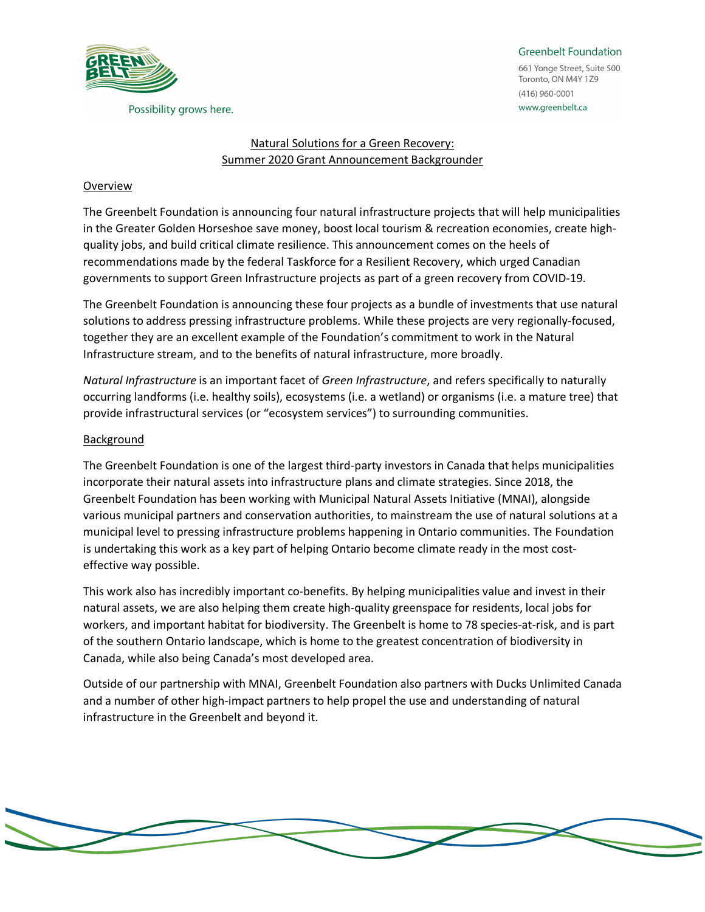Greenbelt Foundation
661 Yonge Street, Suite 500
Toronto, ON M4Y 1Z9
(416) 960-0001
www.greenbelt.ca

Possibility grows here.

# Natural Solutions for a Green Recovery: Summer 2020 Grant Announcement Backgrounder

## Overview

The Greenbelt Foundation is announcing four natural infrastructure projects that will help municipalities in the Greater Golden Horseshoe save money, boost local tourism & recreation economies, create high-quality jobs, and build critical climate resilience. This announcement comes on the heels of recommendations made by the federal Taskforce for a Resilient Recovery, which urged Canadian governments to support Green Infrastructure projects as part of a green recovery from COVID-19.

The Greenbelt Foundation is announcing these four projects as a bundle of investments that use natural solutions to address pressing infrastructure problems. While these projects are very regionally-focused, together they are an excellent example of the Foundation's commitment to work in the Natural Infrastructure stream, and to the benefits of natural infrastructure, more broadly.

*Natural Infrastructure* is an important facet of *Green Infrastructure*, and refers specifically to naturally occurring landforms (i.e. healthy soils), ecosystems (i.e. a wetland) or organisms (i.e. a mature tree) that provide infrastructural services (or "ecosystem services") to surrounding communities.

## Background

The Greenbelt Foundation is one of the largest third-party investors in Canada that helps municipalities incorporate their natural assets into infrastructure plans and climate strategies. Since 2018, the Greenbelt Foundation has been working with Municipal Natural Assets Initiative (MNAI), alongside various municipal partners and conservation authorities, to mainstream the use of natural solutions at a municipal level to pressing infrastructure problems happening in Ontario communities. The Foundation is undertaking this work as a key part of helping Ontario become climate ready in the most cost-effective way possible.

This work also has incredibly important co-benefits. By helping municipalities value and invest in their natural assets, we are also helping them create high-quality greenspace for residents, local jobs for workers, and important habitat for biodiversity. The Greenbelt is home to 78 species-at-risk, and is part of the southern Ontario landscape, which is home to the greatest concentration of biodiversity in Canada, while also being Canada's most developed area.

Outside of our partnership with MNAI, Greenbelt Foundation also partners with Ducks Unlimited Canada and a number of other high-impact partners to help propel the use and understanding of natural infrastructure in the Greenbelt and beyond it.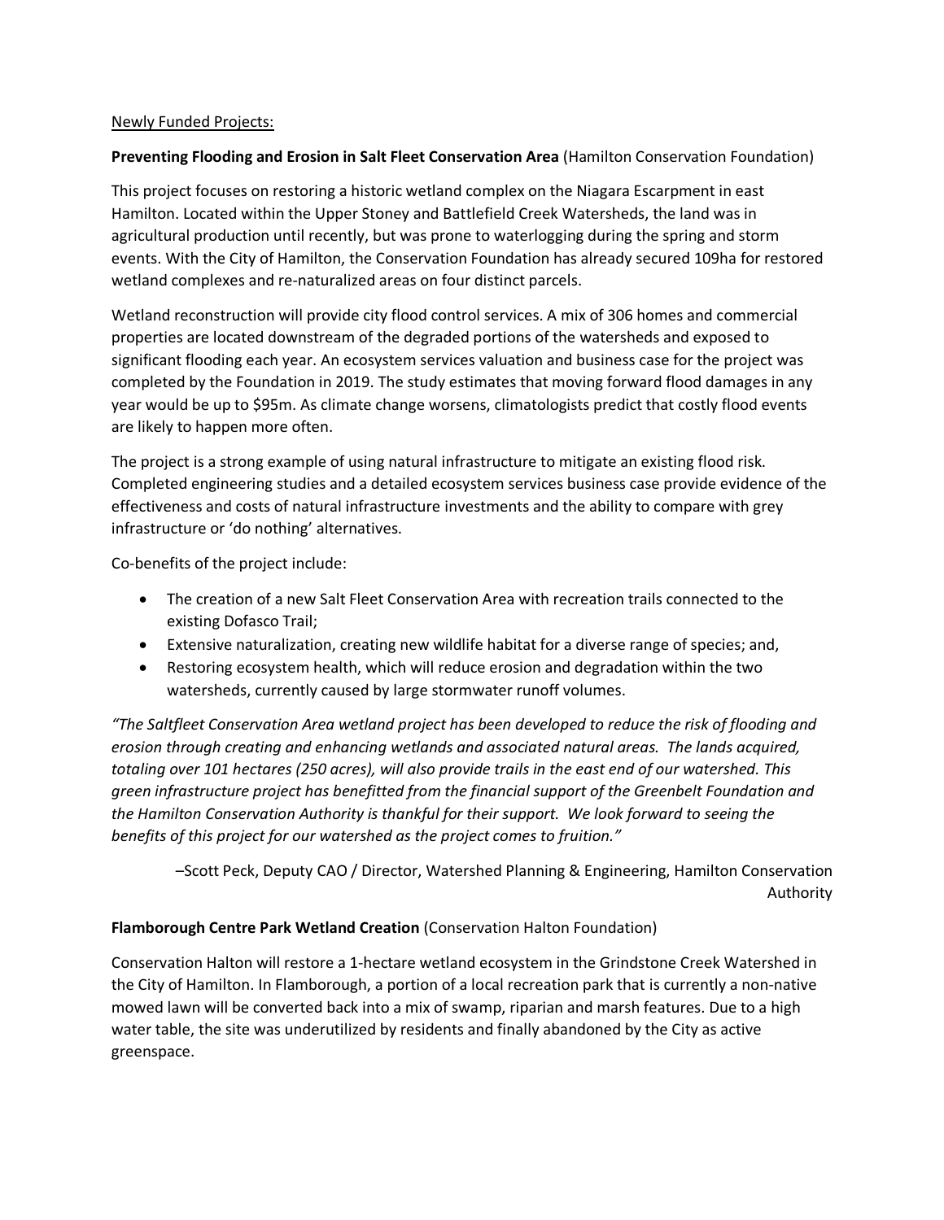<u>Newly Funded Projects:</u>

**Preventing Flooding and Erosion in Salt Fleet Conservation Area** (Hamilton Conservation Foundation)

This project focuses on restoring a historic wetland complex on the Niagara Escarpment in east Hamilton. Located within the Upper Stoney and Battlefield Creek Watersheds, the land was in agricultural production until recently, but was prone to waterlogging during the spring and storm events. With the City of Hamilton, the Conservation Foundation has already secured 109ha for restored wetland complexes and re-naturalized areas on four distinct parcels.

Wetland reconstruction will provide city flood control services. A mix of 306 homes and commercial properties are located downstream of the degraded portions of the watersheds and exposed to significant flooding each year. An ecosystem services valuation and business case for the project was completed by the Foundation in 2019. The study estimates that moving forward flood damages in any year would be up to $95m. As climate change worsens, climatologists predict that costly flood events are likely to happen more often.

The project is a strong example of using natural infrastructure to mitigate an existing flood risk. Completed engineering studies and a detailed ecosystem services business case provide evidence of the effectiveness and costs of natural infrastructure investments and the ability to compare with grey infrastructure or 'do nothing' alternatives.

Co-benefits of the project include:

- The creation of a new Salt Fleet Conservation Area with recreation trails connected to the existing Dofasco Trail;
- Extensive naturalization, creating new wildlife habitat for a diverse range of species; and,
- Restoring ecosystem health, which will reduce erosion and degradation within the two watersheds, currently caused by large stormwater runoff volumes.

*"The Saltfleet Conservation Area wetland project has been developed to reduce the risk of flooding and erosion through creating and enhancing wetlands and associated natural areas. The lands acquired, totaling over 101 hectares (250 acres), will also provide trails in the east end of our watershed. This green infrastructure project has benefitted from the financial support of the Greenbelt Foundation and the Hamilton Conservation Authority is thankful for their support. We look forward to seeing the benefits of this project for our watershed as the project comes to fruition."*

–Scott Peck, Deputy CAO / Director, Watershed Planning & Engineering, Hamilton Conservation Authority

**Flamborough Centre Park Wetland Creation** (Conservation Halton Foundation)

Conservation Halton will restore a 1-hectare wetland ecosystem in the Grindstone Creek Watershed in the City of Hamilton. In Flamborough, a portion of a local recreation park that is currently a non-native mowed lawn will be converted back into a mix of swamp, riparian and marsh features. Due to a high water table, the site was underutilized by residents and finally abandoned by the City as active greenspace.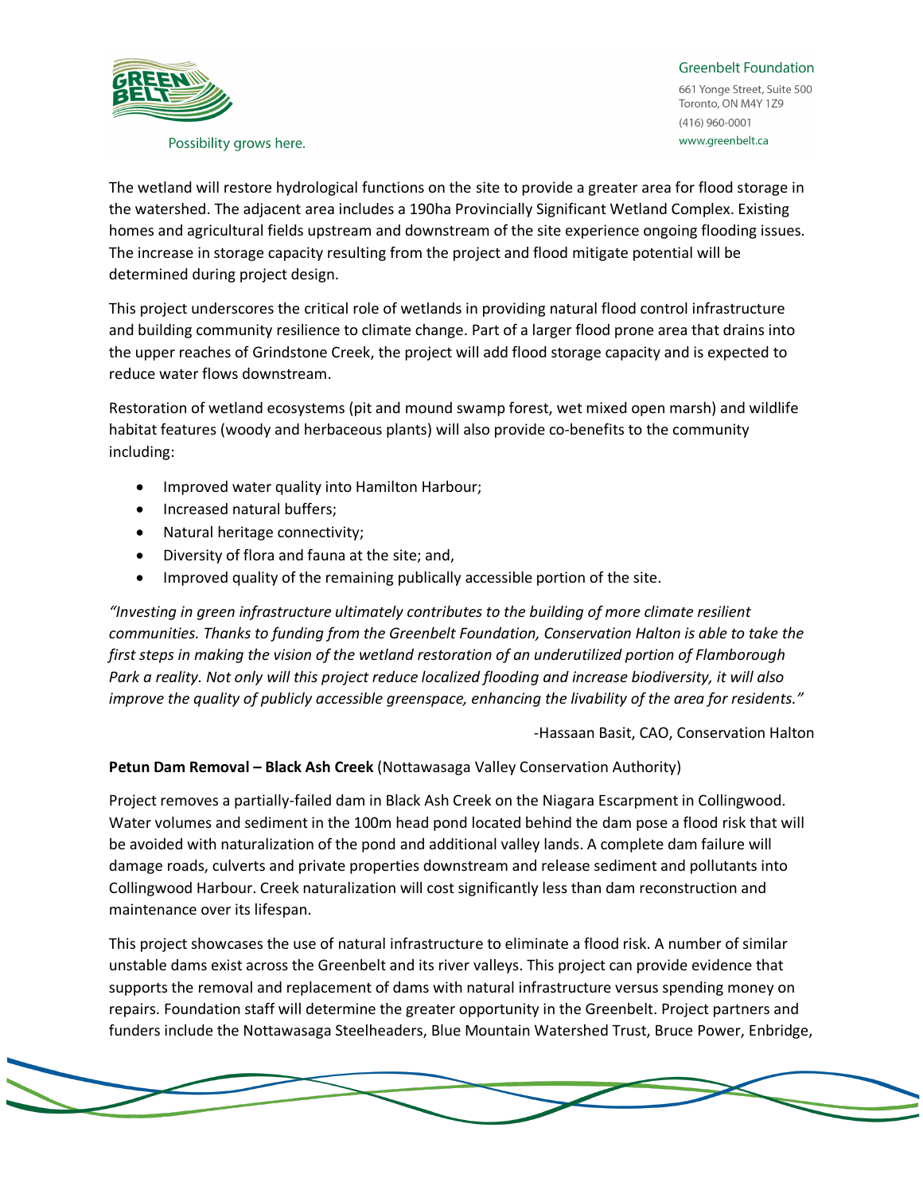The wetland will restore hydrological functions on the site to provide a greater area for flood storage in the watershed. The adjacent area includes a 190ha Provincially Significant Wetland Complex. Existing homes and agricultural fields upstream and downstream of the site experience ongoing flooding issues. The increase in storage capacity resulting from the project and flood mitigate potential will be determined during project design.

This project underscores the critical role of wetlands in providing natural flood control infrastructure and building community resilience to climate change. Part of a larger flood prone area that drains into the upper reaches of Grindstone Creek, the project will add flood storage capacity and is expected to reduce water flows downstream.

Restoration of wetland ecosystems (pit and mound swamp forest, wet mixed open marsh) and wildlife habitat features (woody and herbaceous plants) will also provide co-benefits to the community including:

- Improved water quality into Hamilton Harbour;
- Increased natural buffers;
- Natural heritage connectivity;
- Diversity of flora and fauna at the site; and,
- Improved quality of the remaining publically accessible portion of the site.

*"Investing in green infrastructure ultimately contributes to the building of more climate resilient communities. Thanks to funding from the Greenbelt Foundation, Conservation Halton is able to take the first steps in making the vision of the wetland restoration of an underutilized portion of Flamborough Park a reality. Not only will this project reduce localized flooding and increase biodiversity, it will also improve the quality of publicly accessible greenspace, enhancing the livability of the area for residents."*

-Hassaan Basit, CAO, Conservation Halton

**Petun Dam Removal – Black Ash Creek** (Nottawasaga Valley Conservation Authority)

Project removes a partially-failed dam in Black Ash Creek on the Niagara Escarpment in Collingwood. Water volumes and sediment in the 100m head pond located behind the dam pose a flood risk that will be avoided with naturalization of the pond and additional valley lands. A complete dam failure will damage roads, culverts and private properties downstream and release sediment and pollutants into Collingwood Harbour. Creek naturalization will cost significantly less than dam reconstruction and maintenance over its lifespan.

This project showcases the use of natural infrastructure to eliminate a flood risk. A number of similar unstable dams exist across the Greenbelt and its river valleys. This project can provide evidence that supports the removal and replacement of dams with natural infrastructure versus spending money on repairs. Foundation staff will determine the greater opportunity in the Greenbelt. Project partners and funders include the Nottawasaga Steelheaders, Blue Mountain Watershed Trust, Bruce Power, Enbridge,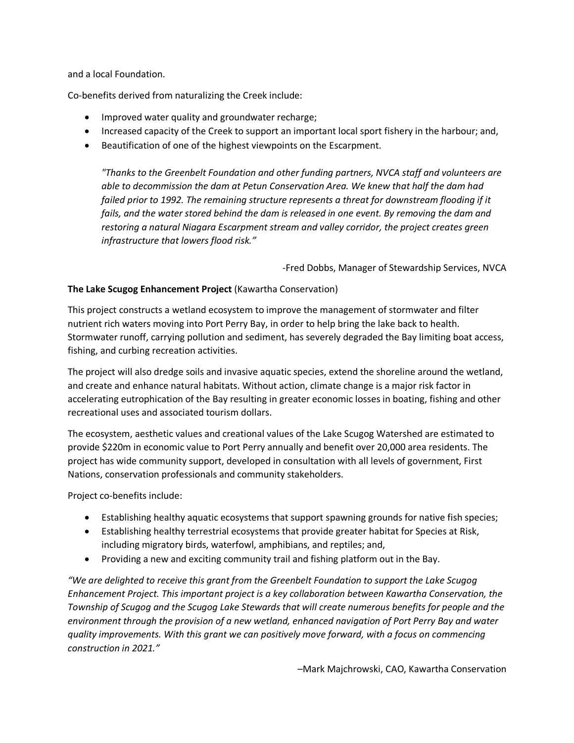and a local Foundation.

Co-benefits derived from naturalizing the Creek include:

- Improved water quality and groundwater recharge;
- Increased capacity of the Creek to support an important local sport fishery in the harbour; and,
- Beautification of one of the highest viewpoints on the Escarpment.

> *"Thanks to the Greenbelt Foundation and other funding partners, NVCA staff and volunteers are able to decommission the dam at Petun Conservation Area. We knew that half the dam had failed prior to 1992. The remaining structure represents a threat for downstream flooding if it fails, and the water stored behind the dam is released in one event. By removing the dam and restoring a natural Niagara Escarpment stream and valley corridor, the project creates green infrastructure that lowers flood risk."*

-Fred Dobbs, Manager of Stewardship Services, NVCA

**The Lake Scugog Enhancement Project** (Kawartha Conservation)

This project constructs a wetland ecosystem to improve the management of stormwater and filter nutrient rich waters moving into Port Perry Bay, in order to help bring the lake back to health. Stormwater runoff, carrying pollution and sediment, has severely degraded the Bay limiting boat access, fishing, and curbing recreation activities.

The project will also dredge soils and invasive aquatic species, extend the shoreline around the wetland, and create and enhance natural habitats. Without action, climate change is a major risk factor in accelerating eutrophication of the Bay resulting in greater economic losses in boating, fishing and other recreational uses and associated tourism dollars.

The ecosystem, aesthetic values and creational values of the Lake Scugog Watershed are estimated to provide $220m in economic value to Port Perry annually and benefit over 20,000 area residents. The project has wide community support, developed in consultation with all levels of government, First Nations, conservation professionals and community stakeholders.

Project co-benefits include:

- Establishing healthy aquatic ecosystems that support spawning grounds for native fish species;
- Establishing healthy terrestrial ecosystems that provide greater habitat for Species at Risk, including migratory birds, waterfowl, amphibians, and reptiles; and,
- Providing a new and exciting community trail and fishing platform out in the Bay.

*"We are delighted to receive this grant from the Greenbelt Foundation to support the Lake Scugog Enhancement Project. This important project is a key collaboration between Kawartha Conservation, the Township of Scugog and the Scugog Lake Stewards that will create numerous benefits for people and the environment through the provision of a new wetland, enhanced navigation of Port Perry Bay and water quality improvements. With this grant we can positively move forward, with a focus on commencing construction in 2021."*

–Mark Majchrowski, CAO, Kawartha Conservation